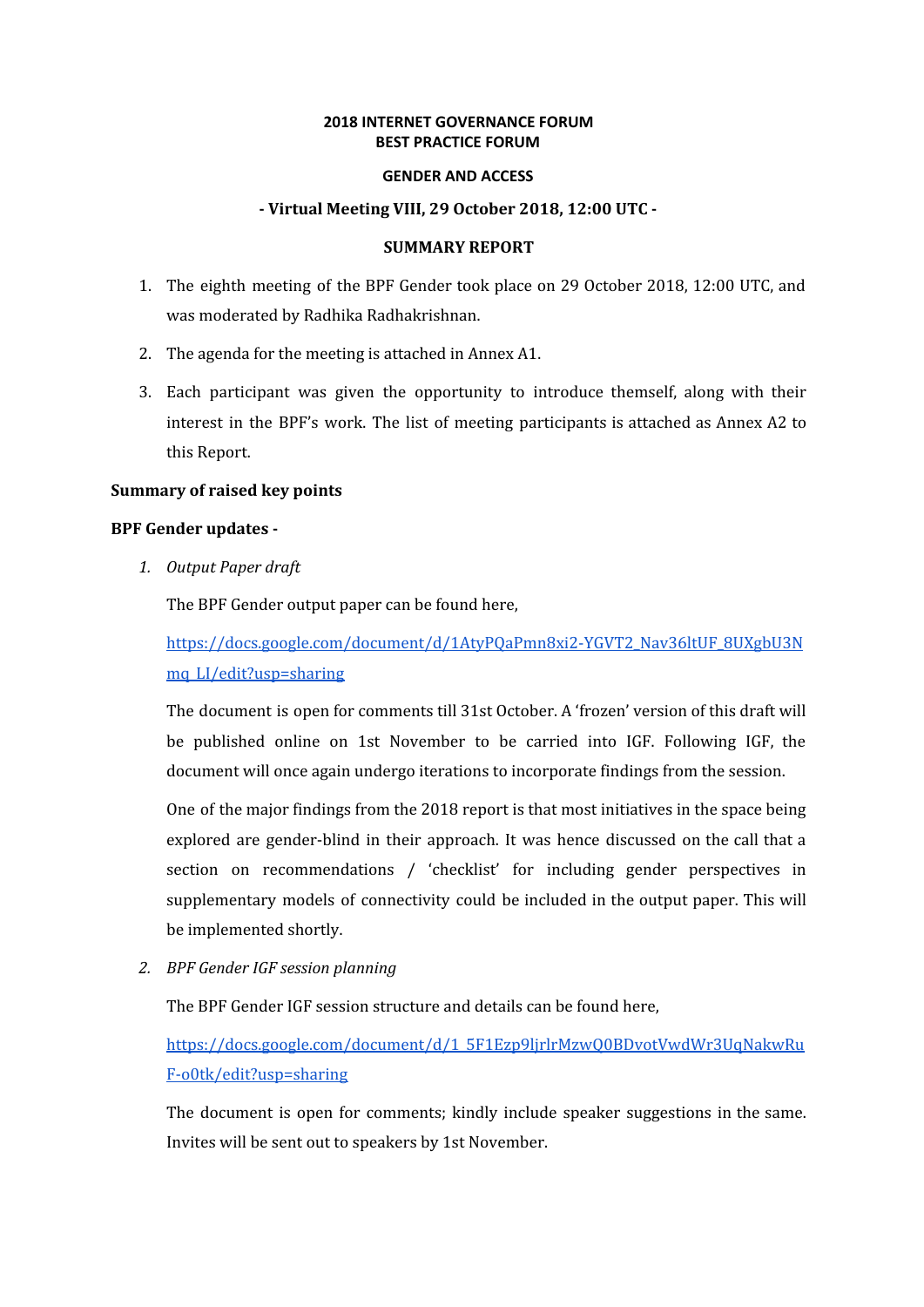**2018 INTERNET GOVERNANCE FORUM**
**BEST PRACTICE FORUM**

**GENDER AND ACCESS**

**- Virtual Meeting VIII, 29 October 2018, 12:00 UTC -**

**SUMMARY REPORT**

1. The eighth meeting of the BPF Gender took place on 29 October 2018, 12:00 UTC, and was moderated by Radhika Radhakrishnan.
2. The agenda for the meeting is attached in Annex A1.
3. Each participant was given the opportunity to introduce themself, along with their interest in the BPF's work. The list of meeting participants is attached as Annex A2 to this Report.

**Summary of raised key points**

**BPF Gender updates -**

1. *Output Paper draft*

   The BPF Gender output paper can be found here,

   [https://docs.google.com/document/d/1AtyPQaPmn8xi2-YGVT2_Nav36ltUF_8UXgbU3Nmq_LI/edit?usp=sharing](https://docs.google.com/document/d/1AtyPQaPmn8xi2-YGVT2_Nav36ltUF_8UXgbU3Nmq_LI/edit?usp=sharing)

   The document is open for comments till 31st October. A 'frozen' version of this draft will be published online on 1st November to be carried into IGF. Following IGF, the document will once again undergo iterations to incorporate findings from the session.

   One of the major findings from the 2018 report is that most initiatives in the space being explored are gender-blind in their approach. It was hence discussed on the call that a section on recommendations / 'checklist' for including gender perspectives in supplementary models of connectivity could be included in the output paper. This will be implemented shortly.

2. *BPF Gender IGF session planning*

   The BPF Gender IGF session structure and details can be found here,

   [https://docs.google.com/document/d/1_5F1Ezp9ljrlrMzwQ0BDvotVwdWr3UqNakwRuF-o0tk/edit?usp=sharing](https://docs.google.com/document/d/1_5F1Ezp9ljrlrMzwQ0BDvotVwdWr3UqNakwRuF-o0tk/edit?usp=sharing)

   The document is open for comments; kindly include speaker suggestions in the same. Invites will be sent out to speakers by 1st November.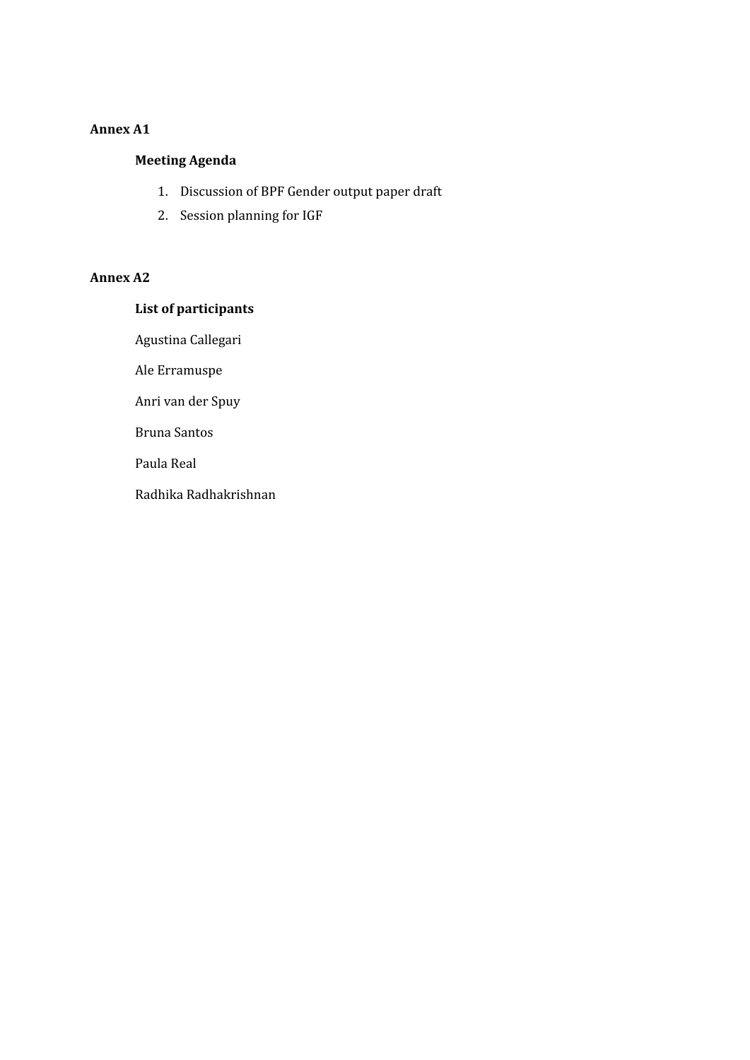**Annex A1**

**Meeting Agenda**

1. Discussion of BPF Gender output paper draft
2. Session planning for IGF

**Annex A2**

**List of participants**

Agustina Callegari

Ale Erramuspe

Anri van der Spuy

Bruna Santos

Paula Real

Radhika Radhakrishnan